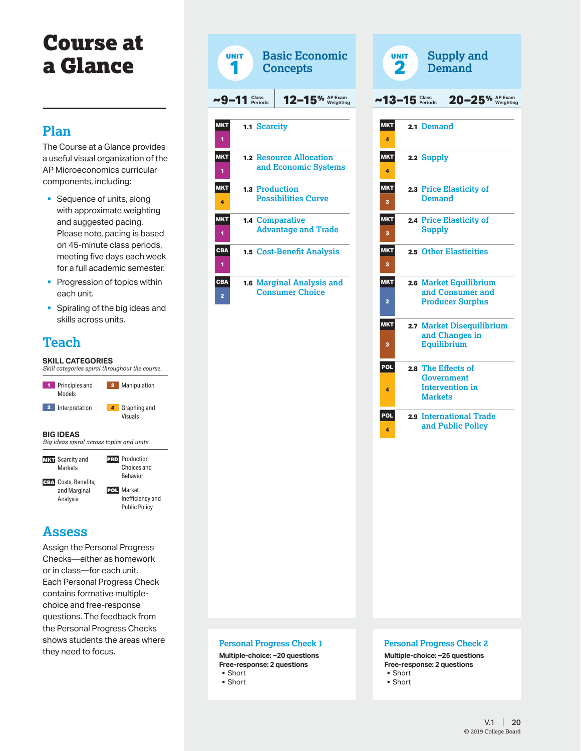# Course at a Glance

## Plan

The Course at a Glance provides a useful visual organization of the AP Microeconomics curricular components, including:

- Sequence of units, along with approximate weighting and suggested pacing. Please note, pacing is based on 45-minute class periods, meeting five days each week for a full academic semester.
- Progression of topics within each unit.
- Spiraling of the big ideas and skills across units.

## Teach

**SKILL CATEGORIES**

*Skill categories spiral throughout the course.*

- 1 Principles and Models
- 2 Interpretation
- 3 Manipulation
- 4 Graphing and Visuals

**BIG IDEAS**

*Big ideas spiral across topics and units.*

- MKT Scarcity and Markets
- CBA Costs, Benefits, and Marginal Analysis
- PRD Production Choices and Behavior
- POL Market Inefficiency and Public Policy

## Assess

Assign the Personal Progress Checks—either as homework or in class—for each unit. Each Personal Progress Check contains formative multiple-choice and free-response questions. The feedback from the Personal Progress Checks shows students the areas where they need to focus.

## UNIT 1 Basic Economic Concepts

~9–11 Class Periods | 12–15% AP Exam Weighting

| Big Idea | Skill | Topic |
| --- | --- | --- |
| MKT | 1 | 1.1 Scarcity |
| MKT | 1 | 1.2 Resource Allocation and Economic Systems |
| MKT | 4 | 1.3 Production Possibilities Curve |
| MKT | 1 | 1.4 Comparative Advantage and Trade |
| CBA | 1 | 1.5 Cost-Benefit Analysis |
| CBA | 2 | 1.6 Marginal Analysis and Consumer Choice |

### Personal Progress Check 1

**Multiple-choice: ~20 questions**
**Free-response: 2 questions**

- Short
- Short

## UNIT 2 Supply and Demand

~13–15 Class Periods | 20–25% AP Exam Weighting

| Big Idea | Skill | Topic |
| --- | --- | --- |
| MKT | 4 | 2.1 Demand |
| MKT | 4 | 2.2 Supply |
| MKT | 3 | 2.3 Price Elasticity of Demand |
| MKT | 3 | 2.4 Price Elasticity of Supply |
| MKT | 3 | 2.5 Other Elasticities |
| MKT | 2 | 2.6 Market Equilibrium and Consumer and Producer Surplus |
| MKT | 3 | 2.7 Market Disequilibrium and Changes in Equilibrium |
| POL | 4 | 2.8 The Effects of Government Intervention in Markets |
| POL | 4 | 2.9 International Trade and Public Policy |

### Personal Progress Check 2

**Multiple-choice: ~25 questions**
**Free-response: 2 questions**

- Short
- Short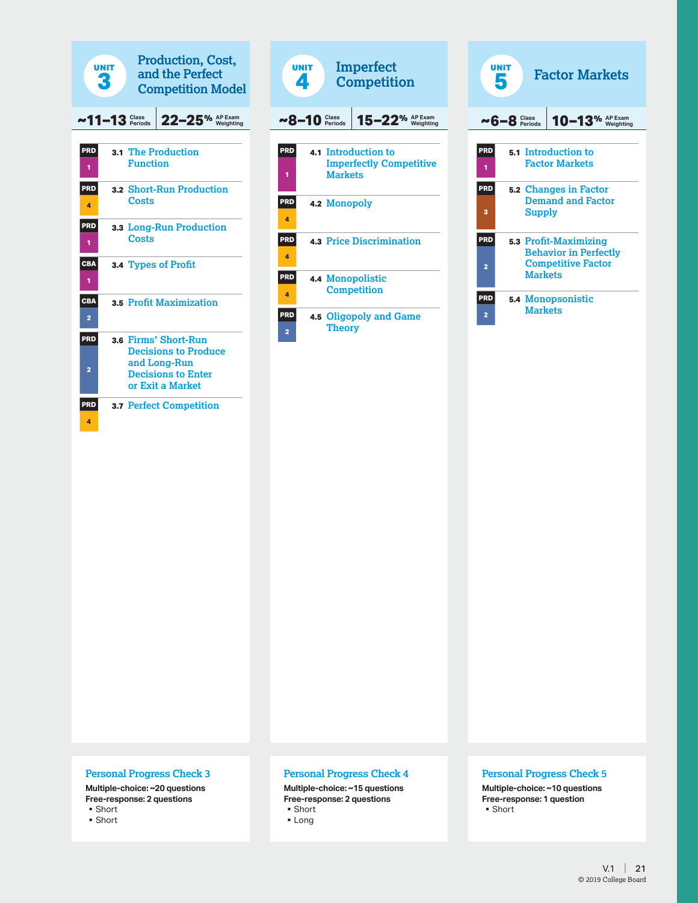## UNIT 3 Production, Cost, and the Perfect Competition Model

**~11–13** Class Periods | **22–25%** AP Exam Weighting

| Skill | Topic |
|---|---|
| PRD 1 | 3.1 The Production Function |
| PRD 4 | 3.2 Short-Run Production Costs |
| PRD 1 | 3.3 Long-Run Production Costs |
| CBA 1 | 3.4 Types of Profit |
| CBA 2 | 3.5 Profit Maximization |
| PRD 2 | 3.6 Firms' Short-Run Decisions to Produce and Long-Run Decisions to Enter or Exit a Market |
| PRD 4 | 3.7 Perfect Competition |

### Personal Progress Check 3

**Multiple-choice: ~20 questions**
**Free-response: 2 questions**
- Short
- Short

## UNIT 4 Imperfect Competition

**~8–10** Class Periods | **15–22%** AP Exam Weighting

| Skill | Topic |
|---|---|
| PRD 1 | 4.1 Introduction to Imperfectly Competitive Markets |
| PRD 4 | 4.2 Monopoly |
| PRD 4 | 4.3 Price Discrimination |
| PRD 4 | 4.4 Monopolistic Competition |
| PRD 2 | 4.5 Oligopoly and Game Theory |

### Personal Progress Check 4

**Multiple-choice: ~15 questions**
**Free-response: 2 questions**
- Short
- Long

## UNIT 5 Factor Markets

**~6–8** Class Periods | **10–13%** AP Exam Weighting

| Skill | Topic |
|---|---|
| PRD 1 | 5.1 Introduction to Factor Markets |
| PRD 3 | 5.2 Changes in Factor Demand and Factor Supply |
| PRD 2 | 5.3 Profit-Maximizing Behavior in Perfectly Competitive Factor Markets |
| PRD 2 | 5.4 Monopsonistic Markets |

### Personal Progress Check 5

**Multiple-choice: ~10 questions**
**Free-response: 1 question**
- Short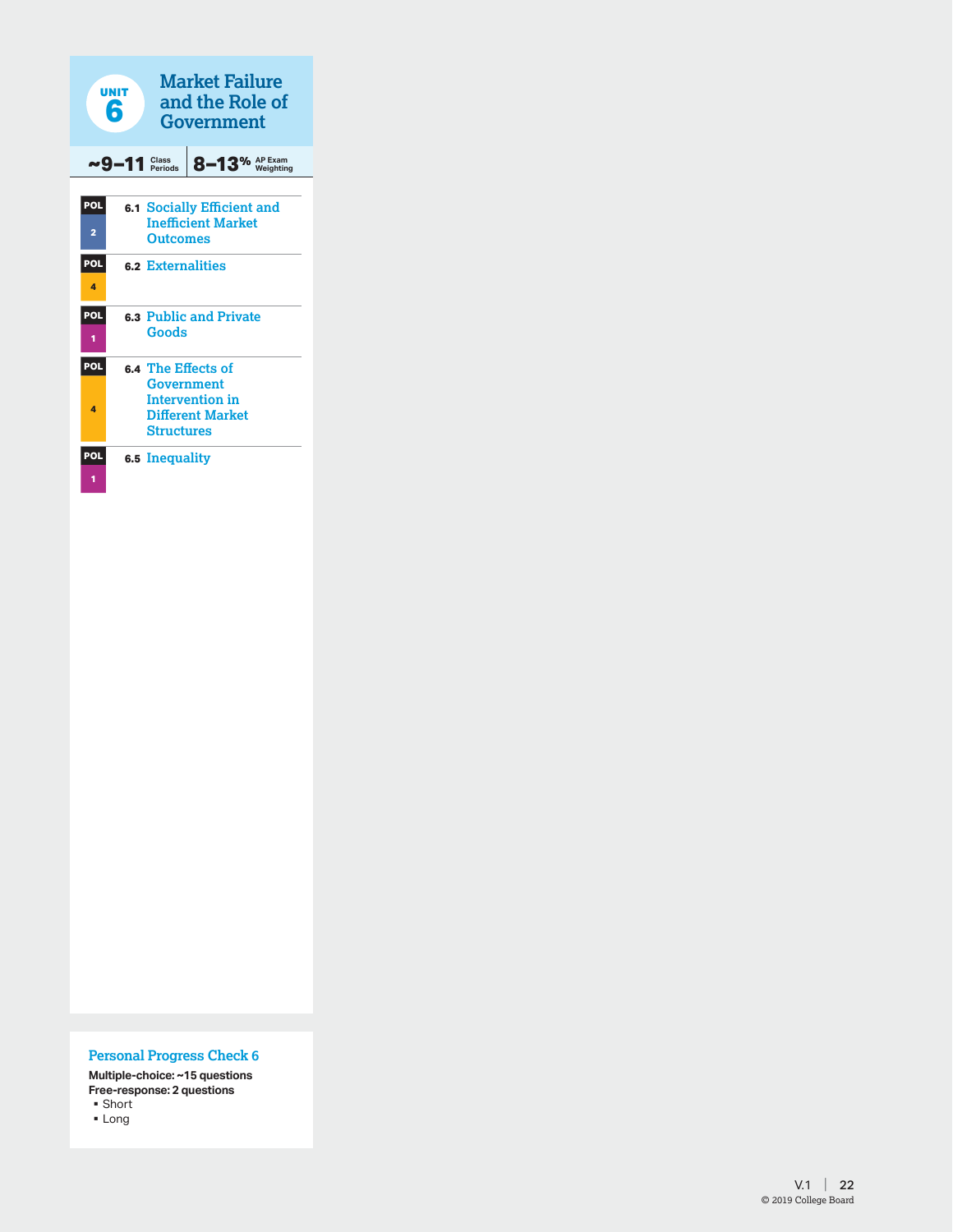## UNIT 6 Market Failure and the Role of Government

**~9–11** Class Periods | **8–13%** AP Exam Weighting

| | |
|---|---|
| POL 2 | **6.1** Socially Efficient and Inefficient Market Outcomes |
| POL 4 | **6.2** Externalities |
| POL 1 | **6.3** Public and Private Goods |
| POL 4 | **6.4** The Effects of Government Intervention in Different Market Structures |
| POL 1 | **6.5** Inequality |

### Personal Progress Check 6

**Multiple-choice: ~15 questions**
**Free-response: 2 questions**

- Short
- Long